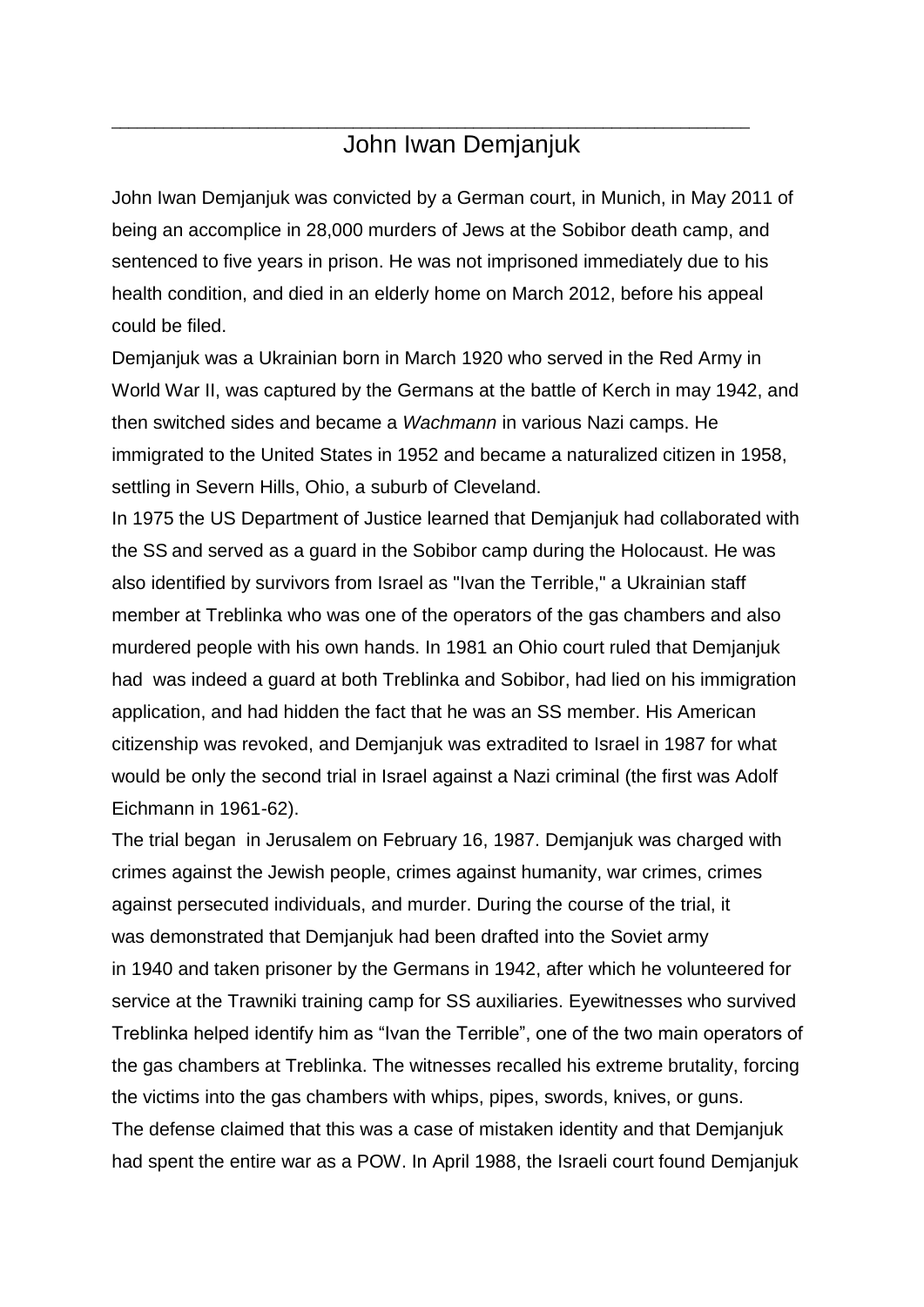# John Iwan Demjanjuk

John Iwan Demjanjuk was convicted by a German court, in Munich, in May 2011 of being an accomplice in 28,000 murders of Jews at the Sobibor death camp, and sentenced to five years in prison. He was not imprisoned immediately due to his health condition, and died in an elderly home on March 2012, before his appeal could be filed.

Demjanjuk was a Ukrainian born in March 1920 who served in the Red Army in World War II, was captured by the Germans at the battle of Kerch in may 1942, and then switched sides and became a *Wachmann* in various Nazi camps. He immigrated to the United States in 1952 and became a naturalized citizen in 1958, settling in Severn Hills, Ohio, a suburb of Cleveland.

In 1975 the US Department of Justice learned that Demjanjuk had collaborated with the SS and served as a guard in the Sobibor camp during the Holocaust. He was also identified by survivors from Israel as "Ivan the Terrible," a Ukrainian staff member at Treblinka who was one of the operators of the gas chambers and also murdered people with his own hands. In 1981 an Ohio court ruled that Demjanjuk had was indeed a guard at both Treblinka and Sobibor, had lied on his immigration application, and had hidden the fact that he was an SS member. His American citizenship was revoked, and Demjanjuk was extradited to Israel in 1987 for what would be only the second trial in Israel against a Nazi criminal (the first was Adolf Eichmann in 1961-62).

The trial began in Jerusalem on February 16, 1987. Demjanjuk was charged with crimes against the Jewish people, crimes against humanity, war crimes, crimes against persecuted individuals, and murder. During the course of the trial, it was demonstrated that Demjanjuk had been drafted into the Soviet army in 1940 and taken prisoner by the Germans in 1942, after which he volunteered for service at the Trawniki training camp for SS auxiliaries. Eyewitnesses who survived Treblinka helped identify him as "Ivan the Terrible", one of the two main operators of the gas chambers at Treblinka. The witnesses recalled his extreme brutality, forcing the victims into the gas chambers with whips, pipes, swords, knives, or guns.

The defense claimed that this was a case of mistaken identity and that Demjanjuk had spent the entire war as a POW. In April 1988, the Israeli court found Demjanjuk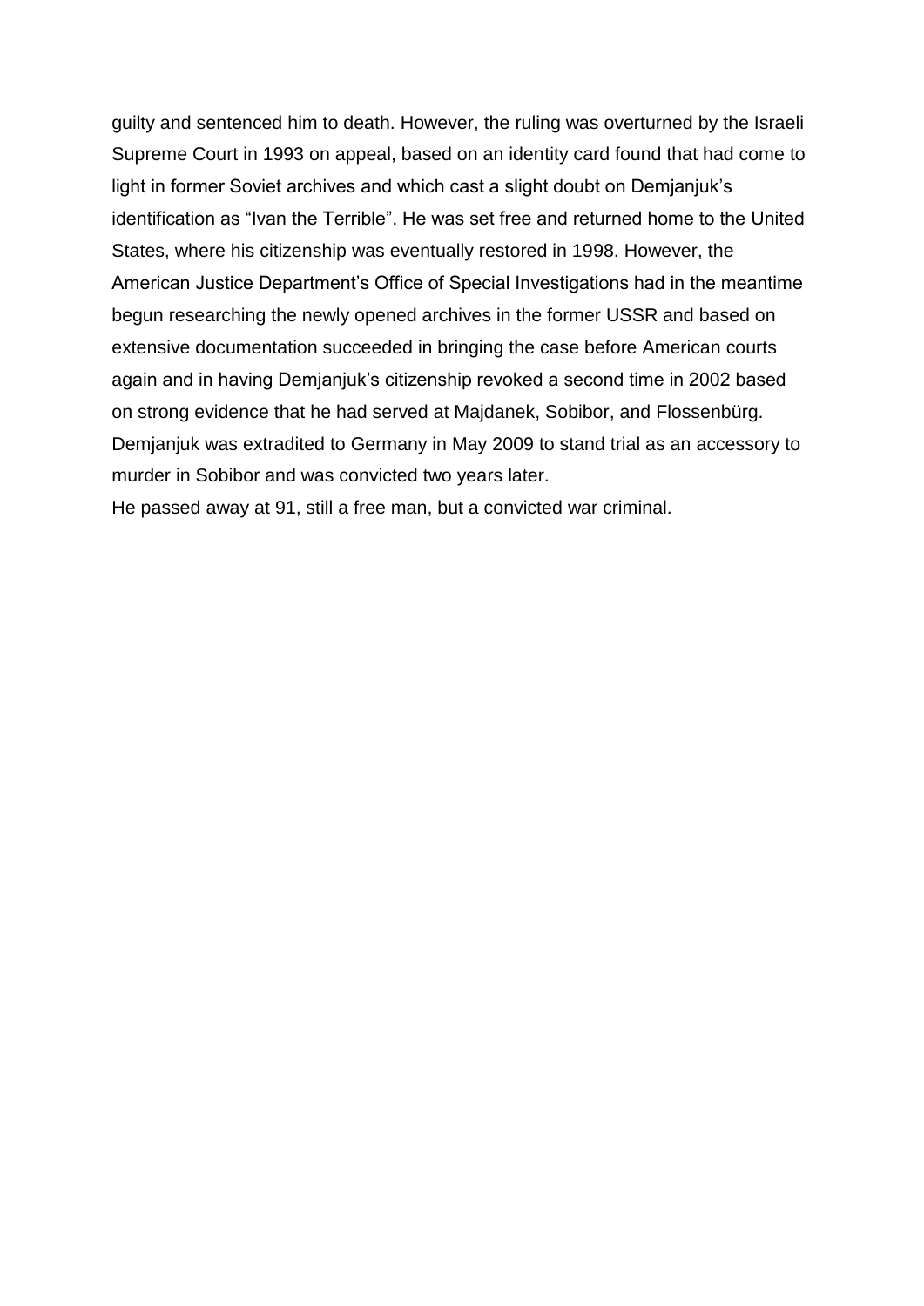guilty and sentenced him to death. However, the ruling was overturned by the Israeli Supreme Court in 1993 on appeal, based on an identity card found that had come to light in former Soviet archives and which cast a slight doubt on Demjanjuk's identification as "Ivan the Terrible". He was set free and returned home to the United States, where his citizenship was eventually restored in 1998. However, the American Justice Department's Office of Special Investigations had in the meantime begun researching the newly opened archives in the former USSR and based on extensive documentation succeeded in bringing the case before American courts again and in having Demjanjuk's citizenship revoked a second time in 2002 based on strong evidence that he had served at Majdanek, Sobibor, and Flossenbürg. Demjanjuk was extradited to Germany in May 2009 to stand trial as an accessory to murder in Sobibor and was convicted two years later.

He passed away at 91, still a free man, but a convicted war criminal.